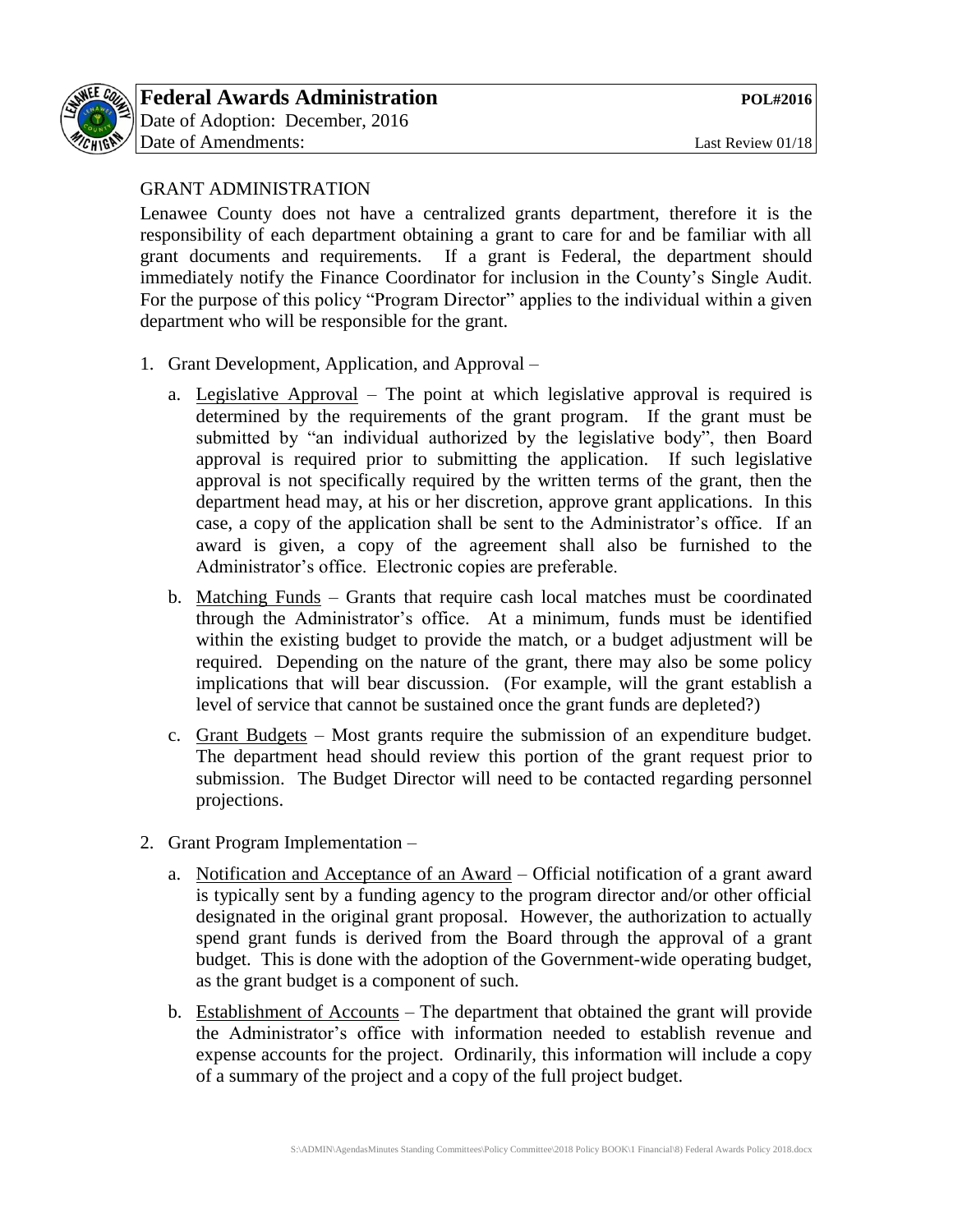# Federal Awards Administration

**POL#2016**

Date of Adoption: December, 2016

Date of Amendments:

Last Review 01/18

## GRANT ADMINISTRATION

Lenawee County does not have a centralized grants department, therefore it is the responsibility of each department obtaining a grant to care for and be familiar with all grant documents and requirements. If a grant is Federal, the department should immediately notify the Finance Coordinator for inclusion in the County's Single Audit. For the purpose of this policy "Program Director" applies to the individual within a given department who will be responsible for the grant.

1. Grant Development, Application, and Approval –
   a. Legislative Approval – The point at which legislative approval is required is determined by the requirements of the grant program. If the grant must be submitted by "an individual authorized by the legislative body", then Board approval is required prior to submitting the application. If such legislative approval is not specifically required by the written terms of the grant, then the department head may, at his or her discretion, approve grant applications. In this case, a copy of the application shall be sent to the Administrator's office. If an award is given, a copy of the agreement shall also be furnished to the Administrator's office. Electronic copies are preferable.
   b. Matching Funds – Grants that require cash local matches must be coordinated through the Administrator's office. At a minimum, funds must be identified within the existing budget to provide the match, or a budget adjustment will be required. Depending on the nature of the grant, there may also be some policy implications that will bear discussion. (For example, will the grant establish a level of service that cannot be sustained once the grant funds are depleted?)
   c. Grant Budgets – Most grants require the submission of an expenditure budget. The department head should review this portion of the grant request prior to submission. The Budget Director will need to be contacted regarding personnel projections.
2. Grant Program Implementation –
   a. Notification and Acceptance of an Award – Official notification of a grant award is typically sent by a funding agency to the program director and/or other official designated in the original grant proposal. However, the authorization to actually spend grant funds is derived from the Board through the approval of a grant budget. This is done with the adoption of the Government-wide operating budget, as the grant budget is a component of such.
   b. Establishment of Accounts – The department that obtained the grant will provide the Administrator's office with information needed to establish revenue and expense accounts for the project. Ordinarily, this information will include a copy of a summary of the project and a copy of the full project budget.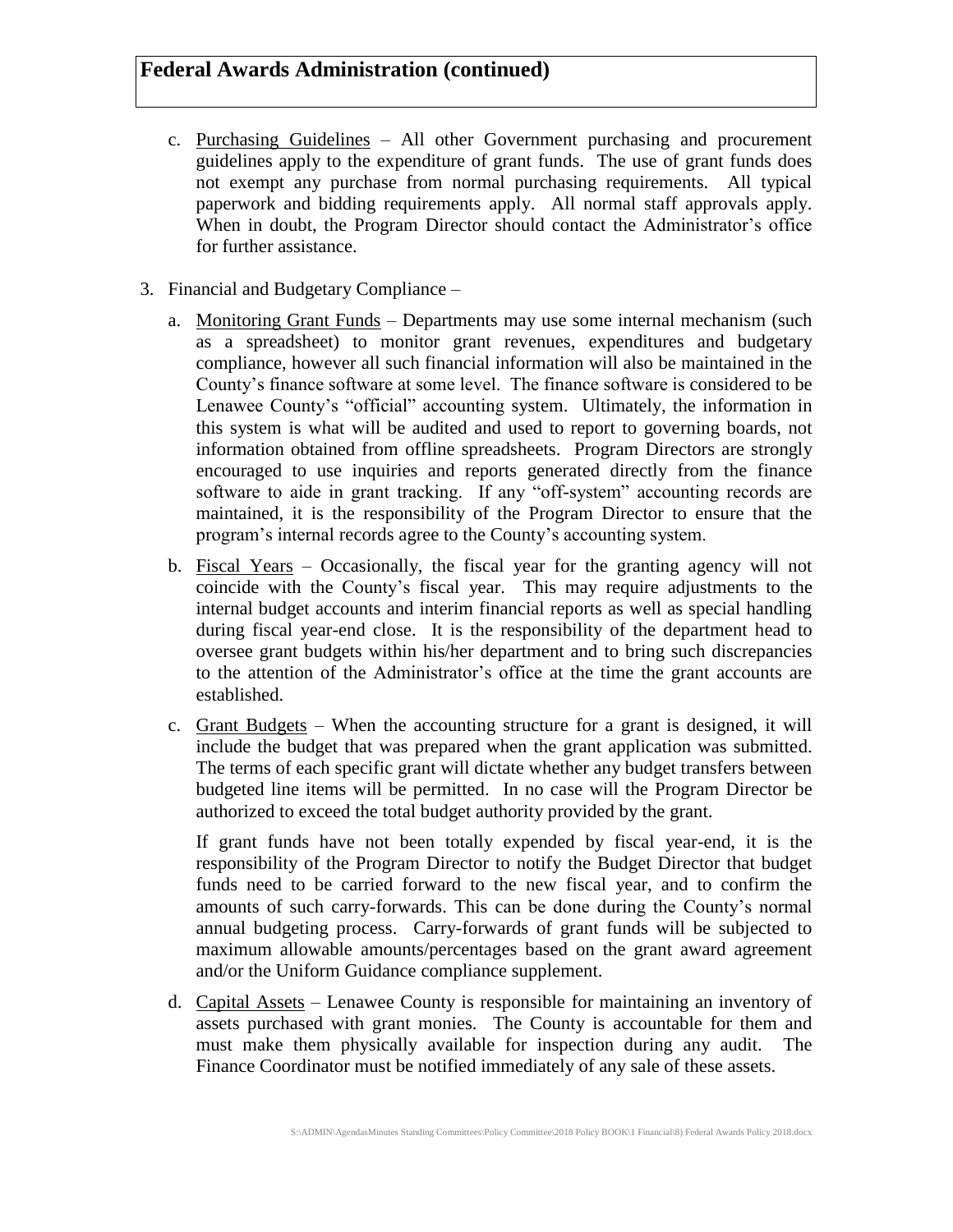## Federal Awards Administration (continued)

c. Purchasing Guidelines – All other Government purchasing and procurement guidelines apply to the expenditure of grant funds. The use of grant funds does not exempt any purchase from normal purchasing requirements. All typical paperwork and bidding requirements apply. All normal staff approvals apply. When in doubt, the Program Director should contact the Administrator's office for further assistance.

3. Financial and Budgetary Compliance –

   a. Monitoring Grant Funds – Departments may use some internal mechanism (such as a spreadsheet) to monitor grant revenues, expenditures and budgetary compliance, however all such financial information will also be maintained in the County's finance software at some level. The finance software is considered to be Lenawee County's "official" accounting system. Ultimately, the information in this system is what will be audited and used to report to governing boards, not information obtained from offline spreadsheets. Program Directors are strongly encouraged to use inquiries and reports generated directly from the finance software to aide in grant tracking. If any "off-system" accounting records are maintained, it is the responsibility of the Program Director to ensure that the program's internal records agree to the County's accounting system.

   b. Fiscal Years – Occasionally, the fiscal year for the granting agency will not coincide with the County's fiscal year. This may require adjustments to the internal budget accounts and interim financial reports as well as special handling during fiscal year-end close. It is the responsibility of the department head to oversee grant budgets within his/her department and to bring such discrepancies to the attention of the Administrator's office at the time the grant accounts are established.

   c. Grant Budgets – When the accounting structure for a grant is designed, it will include the budget that was prepared when the grant application was submitted. The terms of each specific grant will dictate whether any budget transfers between budgeted line items will be permitted. In no case will the Program Director be authorized to exceed the total budget authority provided by the grant.

      If grant funds have not been totally expended by fiscal year-end, it is the responsibility of the Program Director to notify the Budget Director that budget funds need to be carried forward to the new fiscal year, and to confirm the amounts of such carry-forwards. This can be done during the County's normal annual budgeting process. Carry-forwards of grant funds will be subjected to maximum allowable amounts/percentages based on the grant award agreement and/or the Uniform Guidance compliance supplement.

   d. Capital Assets – Lenawee County is responsible for maintaining an inventory of assets purchased with grant monies. The County is accountable for them and must make them physically available for inspection during any audit. The Finance Coordinator must be notified immediately of any sale of these assets.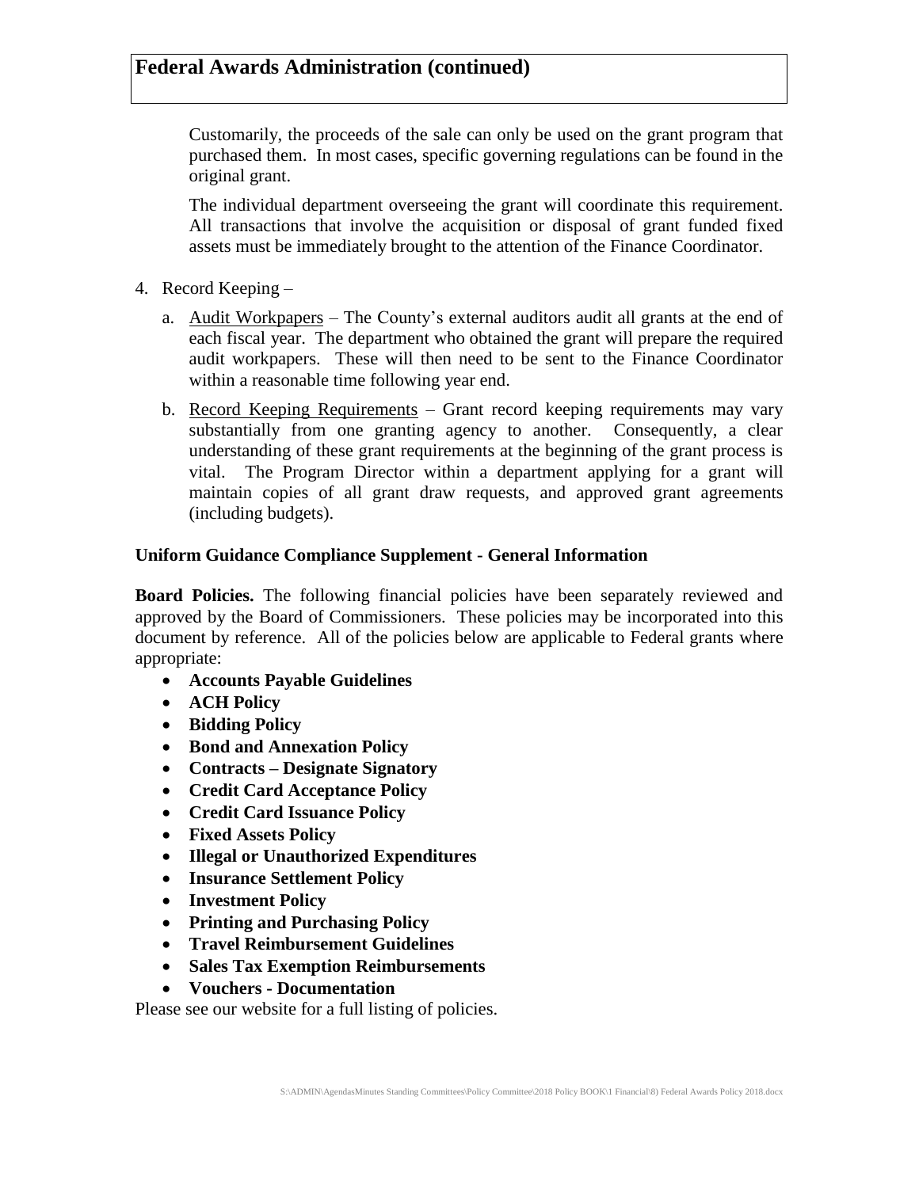## Federal Awards Administration (continued)

Customarily, the proceeds of the sale can only be used on the grant program that purchased them. In most cases, specific governing regulations can be found in the original grant.

The individual department overseeing the grant will coordinate this requirement. All transactions that involve the acquisition or disposal of grant funded fixed assets must be immediately brought to the attention of the Finance Coordinator.

4. Record Keeping –

   a. Audit Workpapers – The County's external auditors audit all grants at the end of each fiscal year. The department who obtained the grant will prepare the required audit workpapers. These will then need to be sent to the Finance Coordinator within a reasonable time following year end.

   b. Record Keeping Requirements – Grant record keeping requirements may vary substantially from one granting agency to another. Consequently, a clear understanding of these grant requirements at the beginning of the grant process is vital. The Program Director within a department applying for a grant will maintain copies of all grant draw requests, and approved grant agreements (including budgets).

**Uniform Guidance Compliance Supplement - General Information**

**Board Policies.** The following financial policies have been separately reviewed and approved by the Board of Commissioners. These policies may be incorporated into this document by reference. All of the policies below are applicable to Federal grants where appropriate:

- **Accounts Payable Guidelines**
- **ACH Policy**
- **Bidding Policy**
- **Bond and Annexation Policy**
- **Contracts – Designate Signatory**
- **Credit Card Acceptance Policy**
- **Credit Card Issuance Policy**
- **Fixed Assets Policy**
- **Illegal or Unauthorized Expenditures**
- **Insurance Settlement Policy**
- **Investment Policy**
- **Printing and Purchasing Policy**
- **Travel Reimbursement Guidelines**
- **Sales Tax Exemption Reimbursements**
- **Vouchers - Documentation**

Please see our website for a full listing of policies.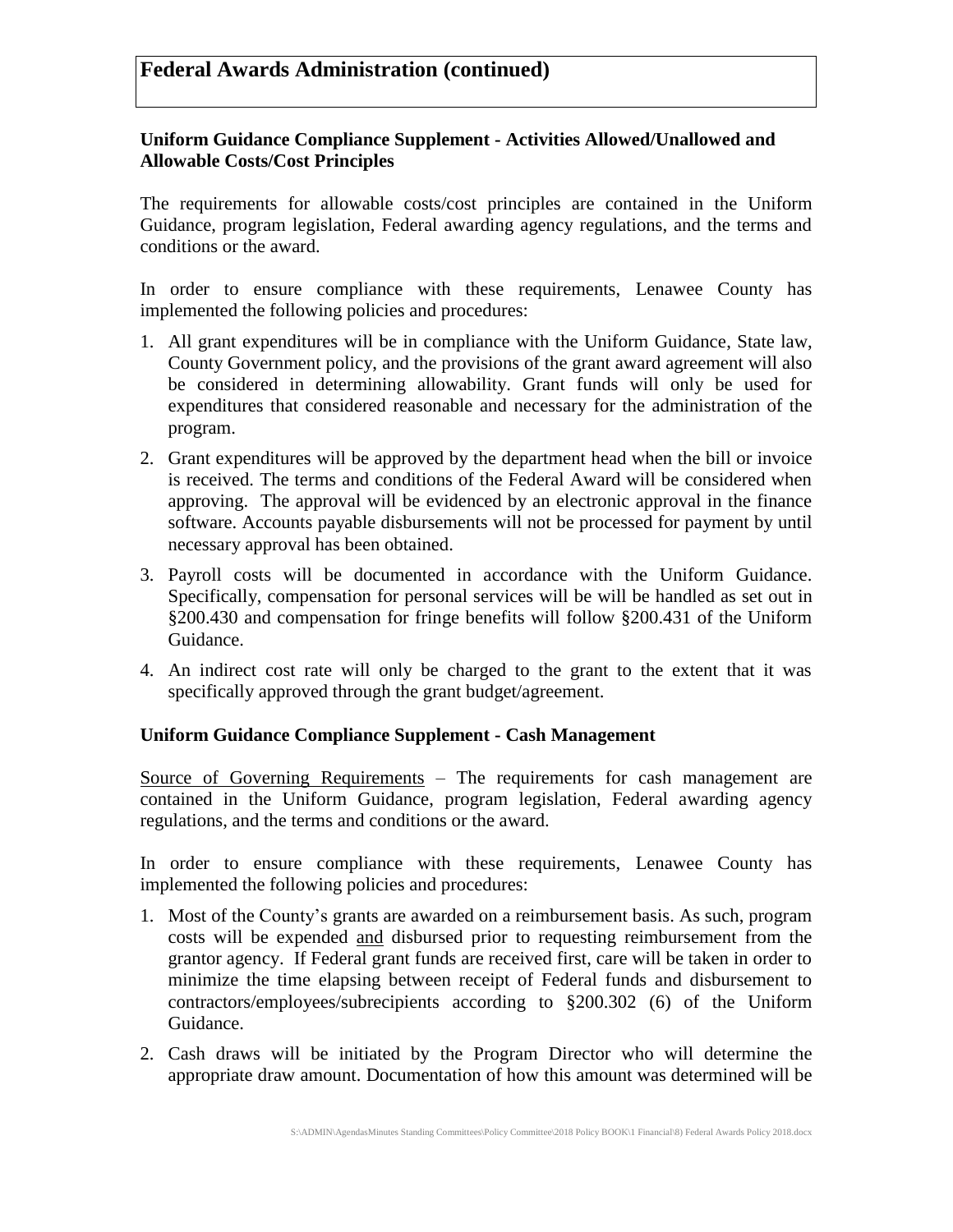# Federal Awards Administration (continued)

### Uniform Guidance Compliance Supplement - Activities Allowed/Unallowed and Allowable Costs/Cost Principles

The requirements for allowable costs/cost principles are contained in the Uniform Guidance, program legislation, Federal awarding agency regulations, and the terms and conditions or the award.

In order to ensure compliance with these requirements, Lenawee County has implemented the following policies and procedures:

1. All grant expenditures will be in compliance with the Uniform Guidance, State law, County Government policy, and the provisions of the grant award agreement will also be considered in determining allowability. Grant funds will only be used for expenditures that considered reasonable and necessary for the administration of the program.
2. Grant expenditures will be approved by the department head when the bill or invoice is received. The terms and conditions of the Federal Award will be considered when approving. The approval will be evidenced by an electronic approval in the finance software. Accounts payable disbursements will not be processed for payment by until necessary approval has been obtained.
3. Payroll costs will be documented in accordance with the Uniform Guidance. Specifically, compensation for personal services will be will be handled as set out in §200.430 and compensation for fringe benefits will follow §200.431 of the Uniform Guidance.
4. An indirect cost rate will only be charged to the grant to the extent that it was specifically approved through the grant budget/agreement.

### Uniform Guidance Compliance Supplement - Cash Management

<u>Source of Governing Requirements</u> – The requirements for cash management are contained in the Uniform Guidance, program legislation, Federal awarding agency regulations, and the terms and conditions or the award.

In order to ensure compliance with these requirements, Lenawee County has implemented the following policies and procedures:

1. Most of the County's grants are awarded on a reimbursement basis. As such, program costs will be expended <u>and</u> disbursed prior to requesting reimbursement from the grantor agency. If Federal grant funds are received first, care will be taken in order to minimize the time elapsing between receipt of Federal funds and disbursement to contractors/employees/subrecipients according to §200.302 (6) of the Uniform Guidance.
2. Cash draws will be initiated by the Program Director who will determine the appropriate draw amount. Documentation of how this amount was determined will be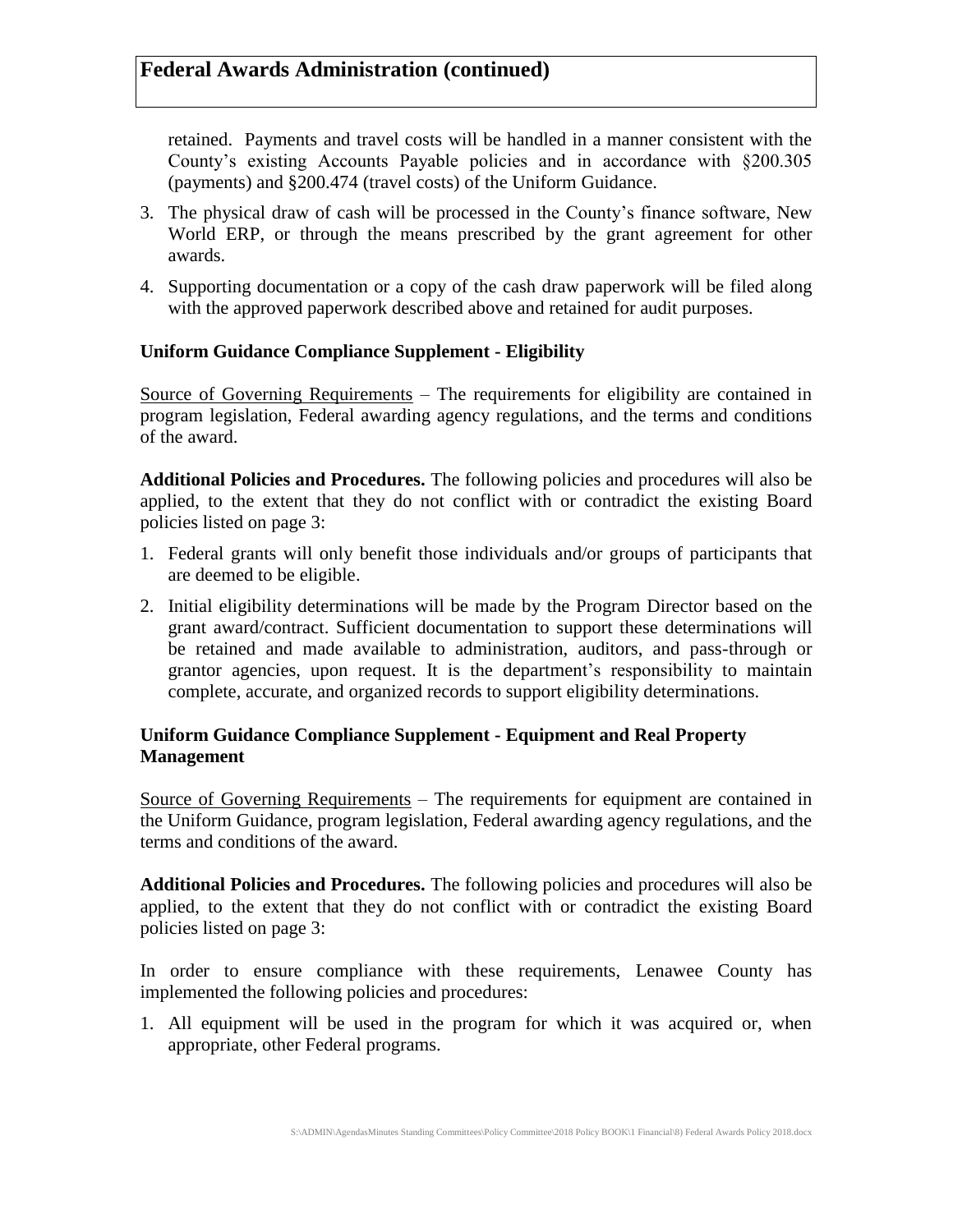retained. Payments and travel costs will be handled in a manner consistent with the County's existing Accounts Payable policies and in accordance with §200.305 (payments) and §200.474 (travel costs) of the Uniform Guidance.

3. The physical draw of cash will be processed in the County's finance software, New World ERP, or through the means prescribed by the grant agreement for other awards.
4. Supporting documentation or a copy of the cash draw paperwork will be filed along with the approved paperwork described above and retained for audit purposes.

**Uniform Guidance Compliance Supplement - Eligibility**

Source of Governing Requirements – The requirements for eligibility are contained in program legislation, Federal awarding agency regulations, and the terms and conditions of the award.

**Additional Policies and Procedures.** The following policies and procedures will also be applied, to the extent that they do not conflict with or contradict the existing Board policies listed on page 3:

1. Federal grants will only benefit those individuals and/or groups of participants that are deemed to be eligible.
2. Initial eligibility determinations will be made by the Program Director based on the grant award/contract. Sufficient documentation to support these determinations will be retained and made available to administration, auditors, and pass-through or grantor agencies, upon request. It is the department's responsibility to maintain complete, accurate, and organized records to support eligibility determinations.

**Uniform Guidance Compliance Supplement - Equipment and Real Property Management**

Source of Governing Requirements – The requirements for equipment are contained in the Uniform Guidance, program legislation, Federal awarding agency regulations, and the terms and conditions of the award.

**Additional Policies and Procedures.** The following policies and procedures will also be applied, to the extent that they do not conflict with or contradict the existing Board policies listed on page 3:

In order to ensure compliance with these requirements, Lenawee County has implemented the following policies and procedures:

1. All equipment will be used in the program for which it was acquired or, when appropriate, other Federal programs.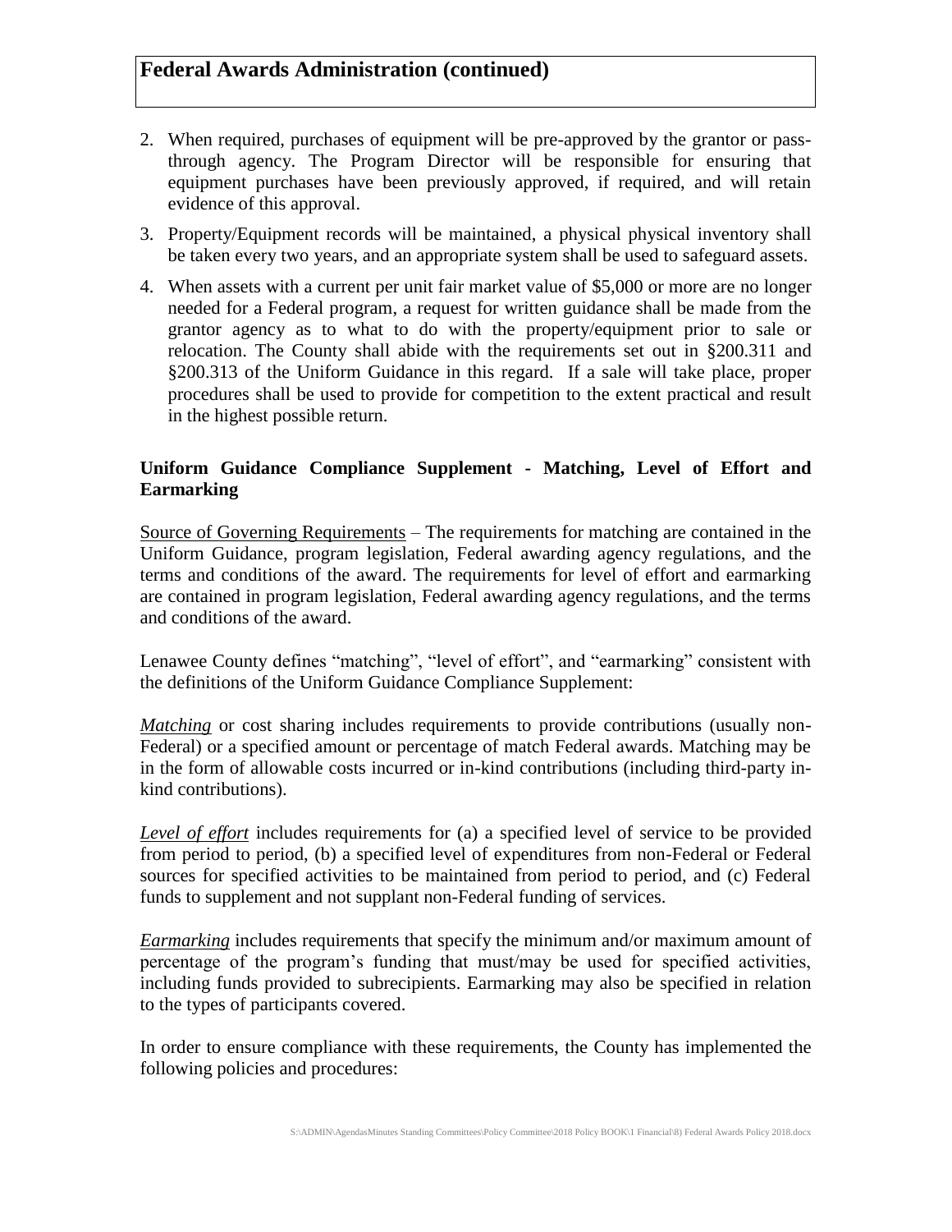## Federal Awards Administration (continued)

2. When required, purchases of equipment will be pre-approved by the grantor or pass-through agency. The Program Director will be responsible for ensuring that equipment purchases have been previously approved, if required, and will retain evidence of this approval.
3. Property/Equipment records will be maintained, a physical physical inventory shall be taken every two years, and an appropriate system shall be used to safeguard assets.
4. When assets with a current per unit fair market value of $5,000 or more are no longer needed for a Federal program, a request for written guidance shall be made from the grantor agency as to what to do with the property/equipment prior to sale or relocation. The County shall abide with the requirements set out in §200.311 and §200.313 of the Uniform Guidance in this regard. If a sale will take place, proper procedures shall be used to provide for competition to the extent practical and result in the highest possible return.

### Uniform Guidance Compliance Supplement - Matching, Level of Effort and Earmarking

Source of Governing Requirements – The requirements for matching are contained in the Uniform Guidance, program legislation, Federal awarding agency regulations, and the terms and conditions of the award. The requirements for level of effort and earmarking are contained in program legislation, Federal awarding agency regulations, and the terms and conditions of the award.

Lenawee County defines "matching", "level of effort", and "earmarking" consistent with the definitions of the Uniform Guidance Compliance Supplement:

*Matching* or cost sharing includes requirements to provide contributions (usually non-Federal) or a specified amount or percentage of match Federal awards. Matching may be in the form of allowable costs incurred or in-kind contributions (including third-party in-kind contributions).

*Level of effort* includes requirements for (a) a specified level of service to be provided from period to period, (b) a specified level of expenditures from non-Federal or Federal sources for specified activities to be maintained from period to period, and (c) Federal funds to supplement and not supplant non-Federal funding of services.

*Earmarking* includes requirements that specify the minimum and/or maximum amount of percentage of the program's funding that must/may be used for specified activities, including funds provided to subrecipients. Earmarking may also be specified in relation to the types of participants covered.

In order to ensure compliance with these requirements, the County has implemented the following policies and procedures: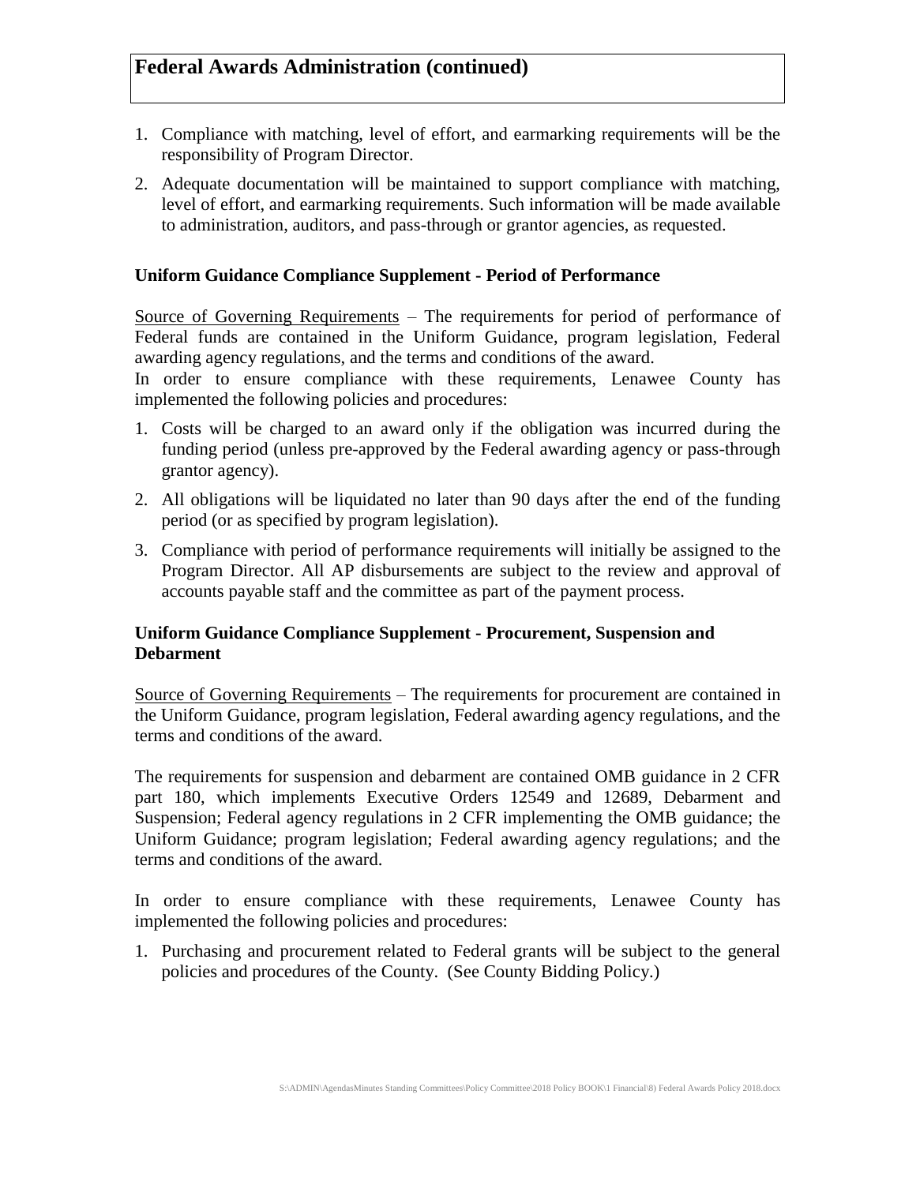## Federal Awards Administration (continued)

1. Compliance with matching, level of effort, and earmarking requirements will be the responsibility of Program Director.
2. Adequate documentation will be maintained to support compliance with matching, level of effort, and earmarking requirements. Such information will be made available to administration, auditors, and pass-through or grantor agencies, as requested.

### Uniform Guidance Compliance Supplement - Period of Performance

Source of Governing Requirements – The requirements for period of performance of Federal funds are contained in the Uniform Guidance, program legislation, Federal awarding agency regulations, and the terms and conditions of the award.
In order to ensure compliance with these requirements, Lenawee County has implemented the following policies and procedures:

1. Costs will be charged to an award only if the obligation was incurred during the funding period (unless pre-approved by the Federal awarding agency or pass-through grantor agency).
2. All obligations will be liquidated no later than 90 days after the end of the funding period (or as specified by program legislation).
3. Compliance with period of performance requirements will initially be assigned to the Program Director. All AP disbursements are subject to the review and approval of accounts payable staff and the committee as part of the payment process.

### Uniform Guidance Compliance Supplement - Procurement, Suspension and Debarment

Source of Governing Requirements – The requirements for procurement are contained in the Uniform Guidance, program legislation, Federal awarding agency regulations, and the terms and conditions of the award.

The requirements for suspension and debarment are contained OMB guidance in 2 CFR part 180, which implements Executive Orders 12549 and 12689, Debarment and Suspension; Federal agency regulations in 2 CFR implementing the OMB guidance; the Uniform Guidance; program legislation; Federal awarding agency regulations; and the terms and conditions of the award.

In order to ensure compliance with these requirements, Lenawee County has implemented the following policies and procedures:

1. Purchasing and procurement related to Federal grants will be subject to the general policies and procedures of the County. (See County Bidding Policy.)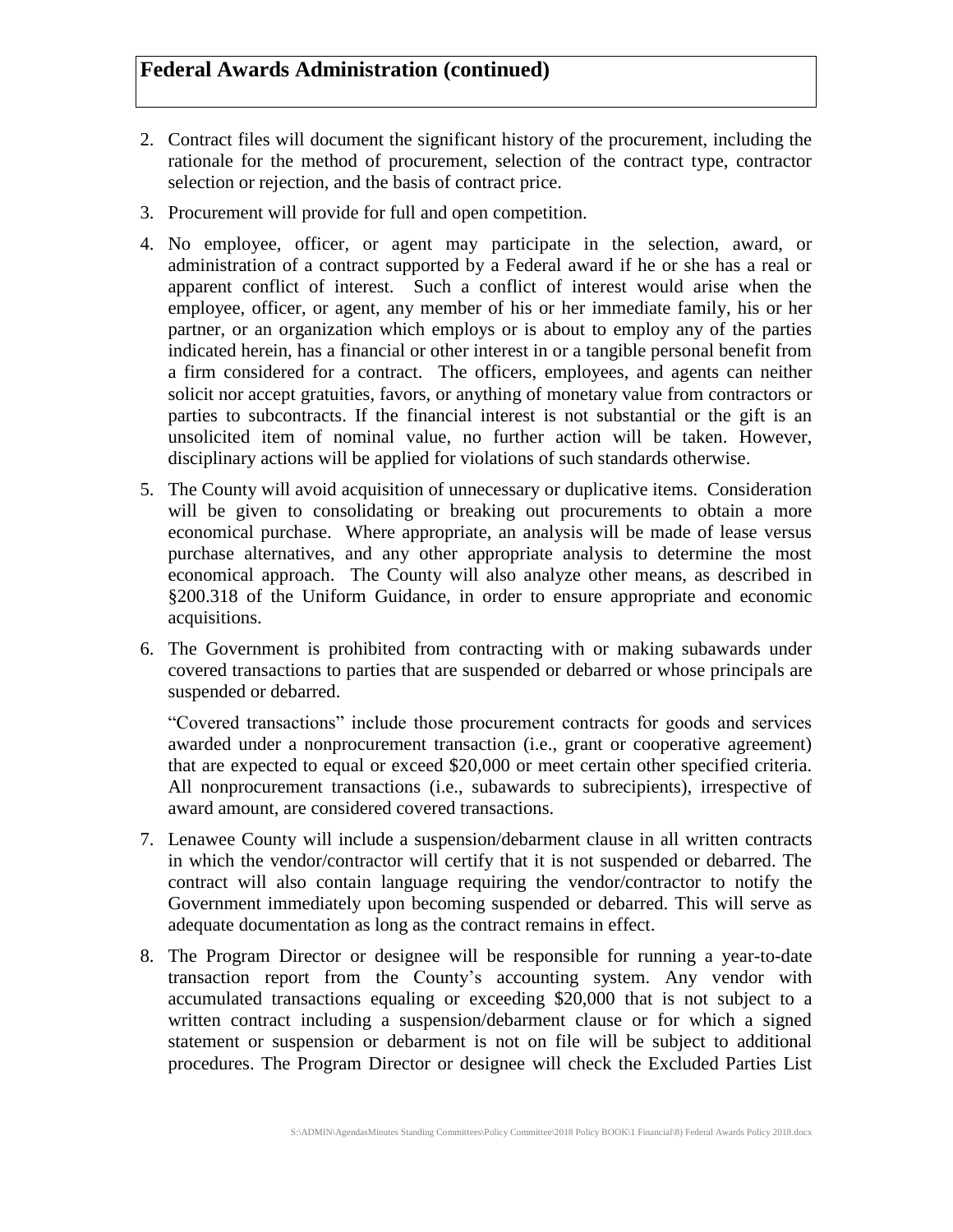## Federal Awards Administration (continued)

2. Contract files will document the significant history of the procurement, including the rationale for the method of procurement, selection of the contract type, contractor selection or rejection, and the basis of contract price.

3. Procurement will provide for full and open competition.

4. No employee, officer, or agent may participate in the selection, award, or administration of a contract supported by a Federal award if he or she has a real or apparent conflict of interest. Such a conflict of interest would arise when the employee, officer, or agent, any member of his or her immediate family, his or her partner, or an organization which employs or is about to employ any of the parties indicated herein, has a financial or other interest in or a tangible personal benefit from a firm considered for a contract. The officers, employees, and agents can neither solicit nor accept gratuities, favors, or anything of monetary value from contractors or parties to subcontracts. If the financial interest is not substantial or the gift is an unsolicited item of nominal value, no further action will be taken. However, disciplinary actions will be applied for violations of such standards otherwise.

5. The County will avoid acquisition of unnecessary or duplicative items. Consideration will be given to consolidating or breaking out procurements to obtain a more economical purchase. Where appropriate, an analysis will be made of lease versus purchase alternatives, and any other appropriate analysis to determine the most economical approach. The County will also analyze other means, as described in §200.318 of the Uniform Guidance, in order to ensure appropriate and economic acquisitions.

6. The Government is prohibited from contracting with or making subawards under covered transactions to parties that are suspended or debarred or whose principals are suspended or debarred.

   "Covered transactions" include those procurement contracts for goods and services awarded under a nonprocurement transaction (i.e., grant or cooperative agreement) that are expected to equal or exceed $20,000 or meet certain other specified criteria. All nonprocurement transactions (i.e., subawards to subrecipients), irrespective of award amount, are considered covered transactions.

7. Lenawee County will include a suspension/debarment clause in all written contracts in which the vendor/contractor will certify that it is not suspended or debarred. The contract will also contain language requiring the vendor/contractor to notify the Government immediately upon becoming suspended or debarred. This will serve as adequate documentation as long as the contract remains in effect.

8. The Program Director or designee will be responsible for running a year-to-date transaction report from the County's accounting system. Any vendor with accumulated transactions equaling or exceeding $20,000 that is not subject to a written contract including a suspension/debarment clause or for which a signed statement or suspension or debarment is not on file will be subject to additional procedures. The Program Director or designee will check the Excluded Parties List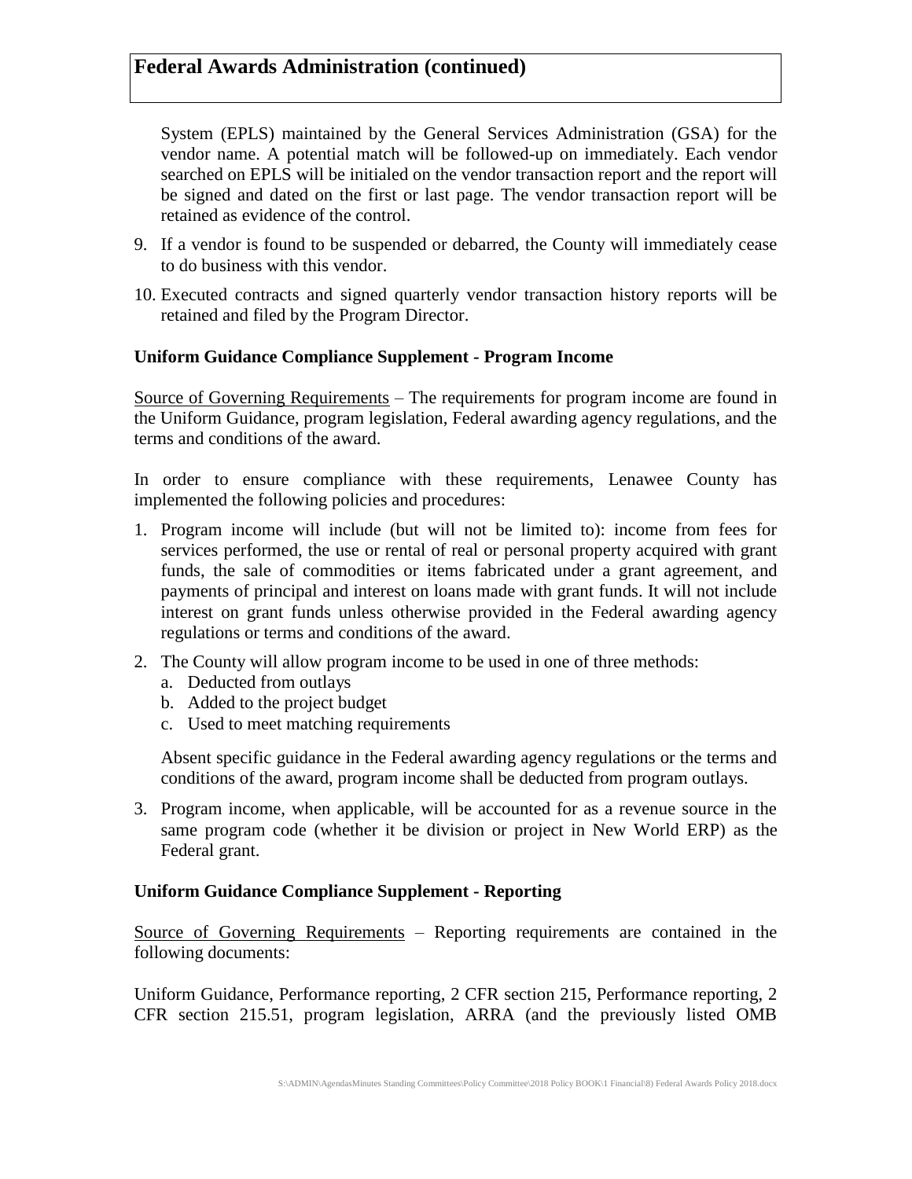## Federal Awards Administration (continued)

System (EPLS) maintained by the General Services Administration (GSA) for the vendor name. A potential match will be followed-up on immediately. Each vendor searched on EPLS will be initialed on the vendor transaction report and the report will be signed and dated on the first or last page. The vendor transaction report will be retained as evidence of the control.

9. If a vendor is found to be suspended or debarred, the County will immediately cease to do business with this vendor.
10. Executed contracts and signed quarterly vendor transaction history reports will be retained and filed by the Program Director.

### Uniform Guidance Compliance Supplement - Program Income

Source of Governing Requirements – The requirements for program income are found in the Uniform Guidance, program legislation, Federal awarding agency regulations, and the terms and conditions of the award.

In order to ensure compliance with these requirements, Lenawee County has implemented the following policies and procedures:

1. Program income will include (but will not be limited to): income from fees for services performed, the use or rental of real or personal property acquired with grant funds, the sale of commodities or items fabricated under a grant agreement, and payments of principal and interest on loans made with grant funds. It will not include interest on grant funds unless otherwise provided in the Federal awarding agency regulations or terms and conditions of the award.
2. The County will allow program income to be used in one of three methods:
   a. Deducted from outlays
   b. Added to the project budget
   c. Used to meet matching requirements

   Absent specific guidance in the Federal awarding agency regulations or the terms and conditions of the award, program income shall be deducted from program outlays.
3. Program income, when applicable, will be accounted for as a revenue source in the same program code (whether it be division or project in New World ERP) as the Federal grant.

### Uniform Guidance Compliance Supplement - Reporting

Source of Governing Requirements – Reporting requirements are contained in the following documents:

Uniform Guidance, Performance reporting, 2 CFR section 215, Performance reporting, 2 CFR section 215.51, program legislation, ARRA (and the previously listed OMB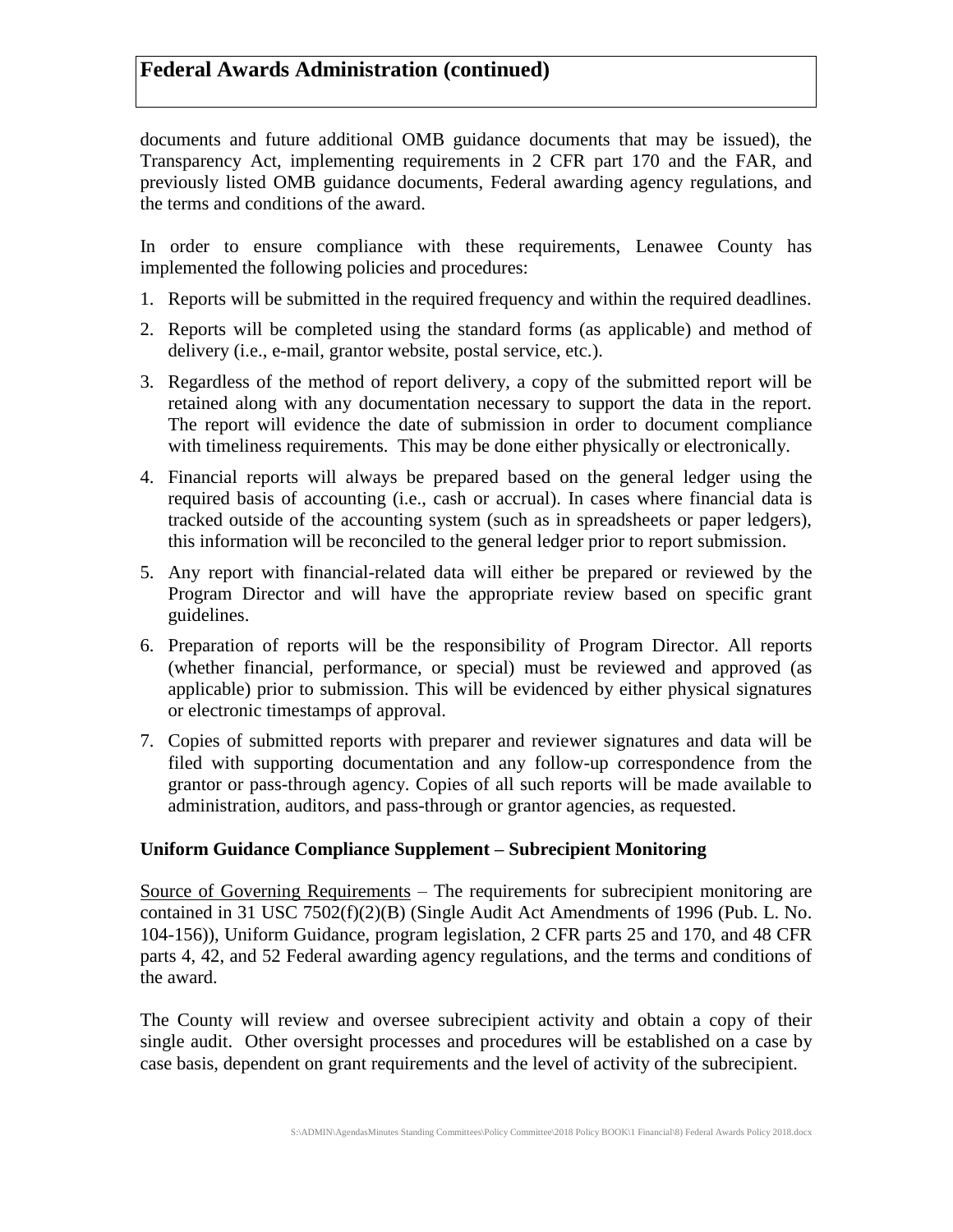## Federal Awards Administration (continued)

documents and future additional OMB guidance documents that may be issued), the Transparency Act, implementing requirements in 2 CFR part 170 and the FAR, and previously listed OMB guidance documents, Federal awarding agency regulations, and the terms and conditions of the award.

In order to ensure compliance with these requirements, Lenawee County has implemented the following policies and procedures:

1. Reports will be submitted in the required frequency and within the required deadlines.
2. Reports will be completed using the standard forms (as applicable) and method of delivery (i.e., e-mail, grantor website, postal service, etc.).
3. Regardless of the method of report delivery, a copy of the submitted report will be retained along with any documentation necessary to support the data in the report. The report will evidence the date of submission in order to document compliance with timeliness requirements. This may be done either physically or electronically.
4. Financial reports will always be prepared based on the general ledger using the required basis of accounting (i.e., cash or accrual). In cases where financial data is tracked outside of the accounting system (such as in spreadsheets or paper ledgers), this information will be reconciled to the general ledger prior to report submission.
5. Any report with financial-related data will either be prepared or reviewed by the Program Director and will have the appropriate review based on specific grant guidelines.
6. Preparation of reports will be the responsibility of Program Director. All reports (whether financial, performance, or special) must be reviewed and approved (as applicable) prior to submission. This will be evidenced by either physical signatures or electronic timestamps of approval.
7. Copies of submitted reports with preparer and reviewer signatures and data will be filed with supporting documentation and any follow-up correspondence from the grantor or pass-through agency. Copies of all such reports will be made available to administration, auditors, and pass-through or grantor agencies, as requested.

**Uniform Guidance Compliance Supplement – Subrecipient Monitoring**

Source of Governing Requirements – The requirements for subrecipient monitoring are contained in 31 USC 7502(f)(2)(B) (Single Audit Act Amendments of 1996 (Pub. L. No. 104-156)), Uniform Guidance, program legislation, 2 CFR parts 25 and 170, and 48 CFR parts 4, 42, and 52 Federal awarding agency regulations, and the terms and conditions of the award.

The County will review and oversee subrecipient activity and obtain a copy of their single audit. Other oversight processes and procedures will be established on a case by case basis, dependent on grant requirements and the level of activity of the subrecipient.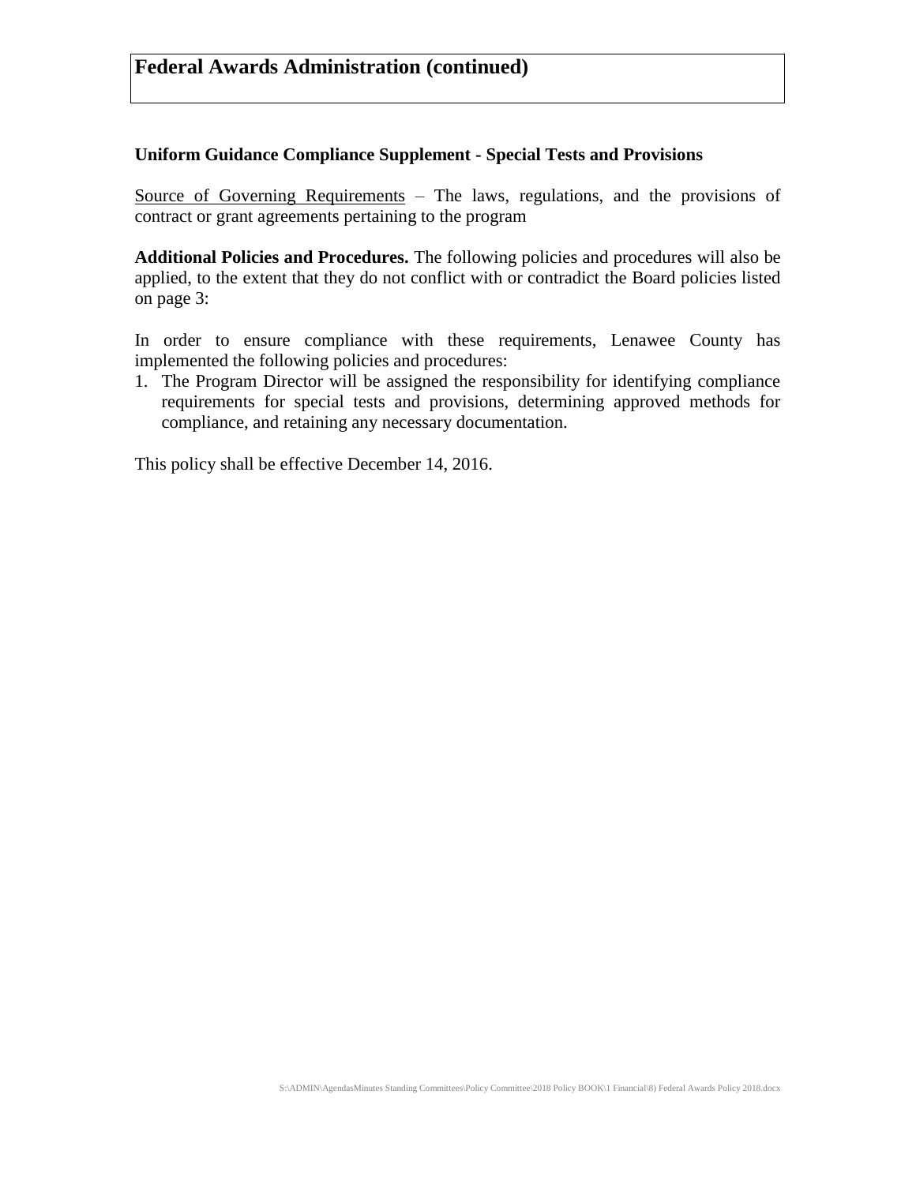# Federal Awards Administration (continued)

**Uniform Guidance Compliance Supplement - Special Tests and Provisions**

Source of Governing Requirements – The laws, regulations, and the provisions of contract or grant agreements pertaining to the program

**Additional Policies and Procedures.** The following policies and procedures will also be applied, to the extent that they do not conflict with or contradict the Board policies listed on page 3:

In order to ensure compliance with these requirements, Lenawee County has implemented the following policies and procedures:

1. The Program Director will be assigned the responsibility for identifying compliance requirements for special tests and provisions, determining approved methods for compliance, and retaining any necessary documentation.

This policy shall be effective December 14, 2016.